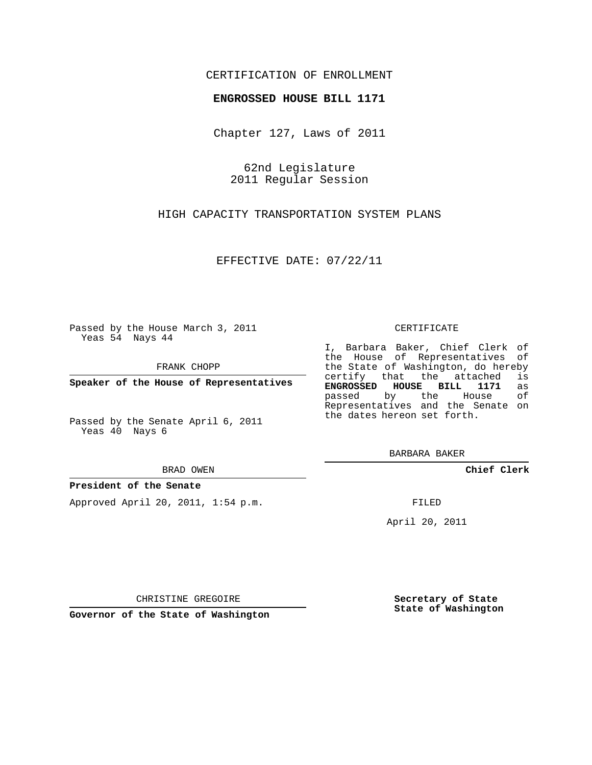CERTIFICATION OF ENROLLMENT

**ENGROSSED HOUSE BILL 1171**

Chapter 127, Laws of 2011

62nd Legislature
2011 Regular Session

HIGH CAPACITY TRANSPORTATION SYSTEM PLANS

EFFECTIVE DATE: 07/22/11

Passed by the House March 3, 2011
Yeas 54 Nays 44

FRANK CHOPP

**Speaker of the House of Representatives**

Passed by the Senate April 6, 2011
Yeas 40 Nays 6

BRAD OWEN

**President of the Senate**

Approved April 20, 2011, 1:54 p.m.

CHRISTINE GREGOIRE

**Governor of the State of Washington**

CERTIFICATE

I, Barbara Baker, Chief Clerk of the House of Representatives of the State of Washington, do hereby certify that the attached is **ENGROSSED HOUSE BILL 1171** as passed by the House of Representatives and the Senate on the dates hereon set forth.

BARBARA BAKER

**Chief Clerk**

FILED

April 20, 2011

**Secretary of State**
**State of Washington**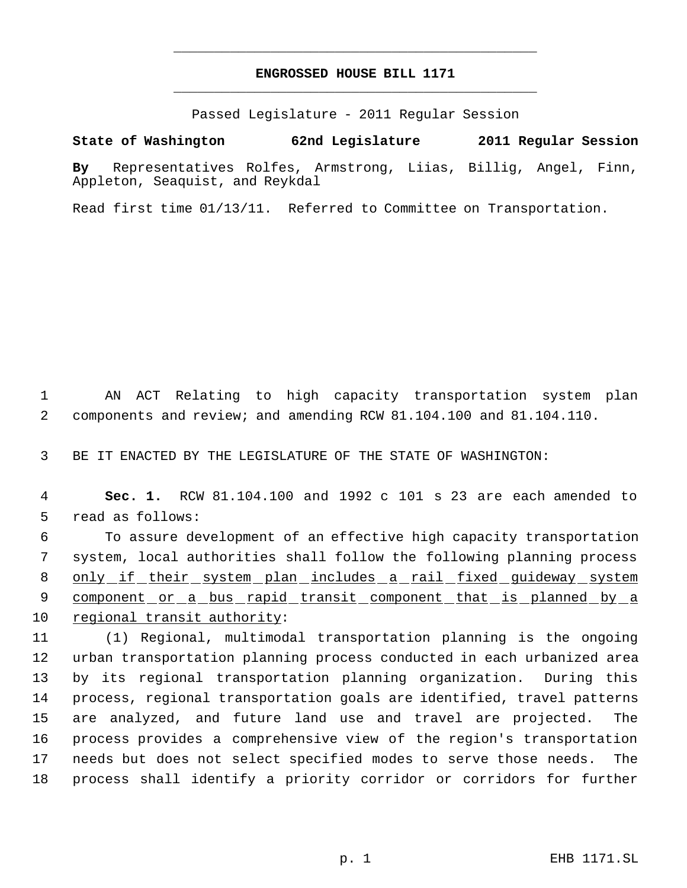# ENGROSSED HOUSE BILL 1171

Passed Legislature - 2011 Regular Session

**State of Washington 62nd Legislature 2011 Regular Session**

**By** Representatives Rolfes, Armstrong, Liias, Billig, Angel, Finn, Appleton, Seaquist, and Reykdal

Read first time 01/13/11. Referred to Committee on Transportation.

1 AN ACT Relating to high capacity transportation system plan
2 components and review; and amending RCW 81.104.100 and 81.104.110.

3 BE IT ENACTED BY THE LEGISLATURE OF THE STATE OF WASHINGTON:

4 **Sec. 1.** RCW 81.104.100 and 1992 c 101 s 23 are each amended to
5 read as follows:

6 To assure development of an effective high capacity transportation
7 system, local authorities shall follow the following planning process
8 <u>only if their system plan includes a rail fixed guideway system</u>
9 <u>component or a bus rapid transit component that is planned by a</u>
10 <u>regional transit authority</u>:

11 (1) Regional, multimodal transportation planning is the ongoing
12 urban transportation planning process conducted in each urbanized area
13 by its regional transportation planning organization. During this
14 process, regional transportation goals are identified, travel patterns
15 are analyzed, and future land use and travel are projected. The
16 process provides a comprehensive view of the region's transportation
17 needs but does not select specified modes to serve those needs. The
18 process shall identify a priority corridor or corridors for further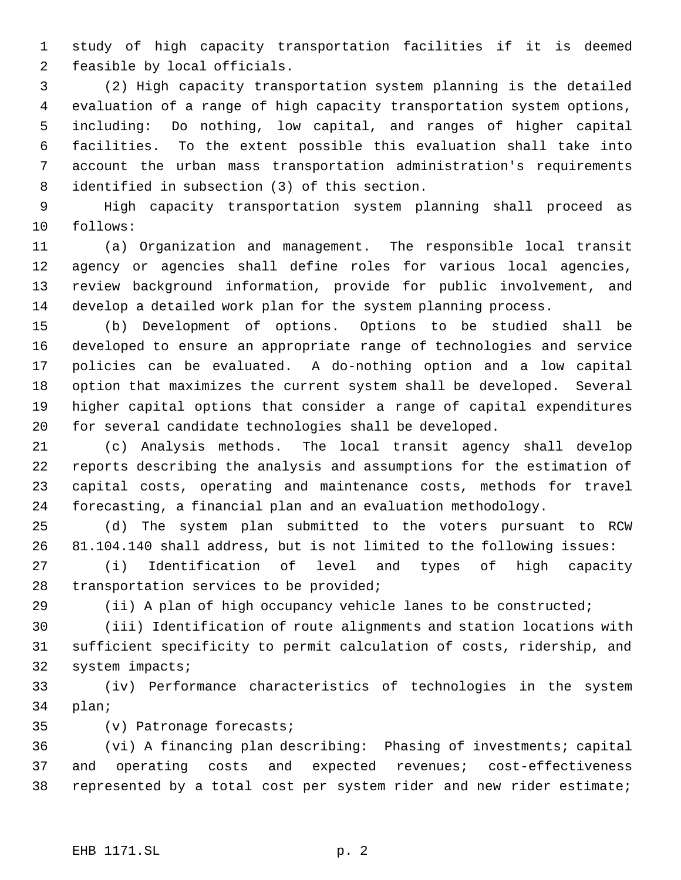study of high capacity transportation facilities if it is deemed feasible by local officials.

(2) High capacity transportation system planning is the detailed evaluation of a range of high capacity transportation system options, including: Do nothing, low capital, and ranges of higher capital facilities. To the extent possible this evaluation shall take into account the urban mass transportation administration's requirements identified in subsection (3) of this section.

High capacity transportation system planning shall proceed as follows:

(a) Organization and management. The responsible local transit agency or agencies shall define roles for various local agencies, review background information, provide for public involvement, and develop a detailed work plan for the system planning process.

(b) Development of options. Options to be studied shall be developed to ensure an appropriate range of technologies and service policies can be evaluated. A do-nothing option and a low capital option that maximizes the current system shall be developed. Several higher capital options that consider a range of capital expenditures for several candidate technologies shall be developed.

(c) Analysis methods. The local transit agency shall develop reports describing the analysis and assumptions for the estimation of capital costs, operating and maintenance costs, methods for travel forecasting, a financial plan and an evaluation methodology.

(d) The system plan submitted to the voters pursuant to RCW 81.104.140 shall address, but is not limited to the following issues:

(i) Identification of level and types of high capacity transportation services to be provided;

(ii) A plan of high occupancy vehicle lanes to be constructed;

(iii) Identification of route alignments and station locations with sufficient specificity to permit calculation of costs, ridership, and system impacts;

(iv) Performance characteristics of technologies in the system plan;

(v) Patronage forecasts;

(vi) A financing plan describing: Phasing of investments; capital and operating costs and expected revenues; cost-effectiveness represented by a total cost per system rider and new rider estimate;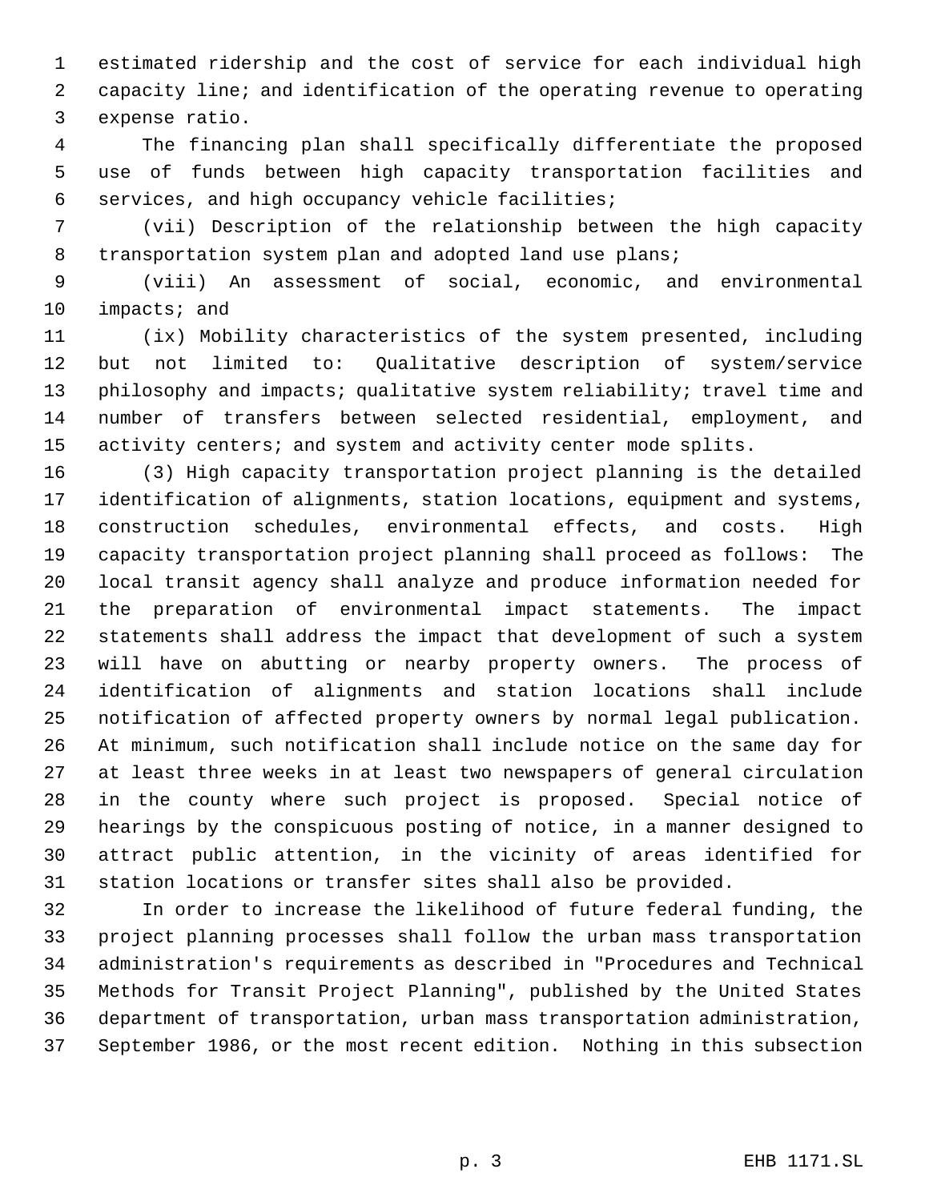estimated ridership and the cost of service for each individual high capacity line; and identification of the operating revenue to operating expense ratio.

The financing plan shall specifically differentiate the proposed use of funds between high capacity transportation facilities and services, and high occupancy vehicle facilities;

(vii) Description of the relationship between the high capacity transportation system plan and adopted land use plans;

(viii) An assessment of social, economic, and environmental impacts; and

(ix) Mobility characteristics of the system presented, including but not limited to: Qualitative description of system/service philosophy and impacts; qualitative system reliability; travel time and number of transfers between selected residential, employment, and activity centers; and system and activity center mode splits.

(3) High capacity transportation project planning is the detailed identification of alignments, station locations, equipment and systems, construction schedules, environmental effects, and costs. High capacity transportation project planning shall proceed as follows: The local transit agency shall analyze and produce information needed for the preparation of environmental impact statements. The impact statements shall address the impact that development of such a system will have on abutting or nearby property owners. The process of identification of alignments and station locations shall include notification of affected property owners by normal legal publication. At minimum, such notification shall include notice on the same day for at least three weeks in at least two newspapers of general circulation in the county where such project is proposed. Special notice of hearings by the conspicuous posting of notice, in a manner designed to attract public attention, in the vicinity of areas identified for station locations or transfer sites shall also be provided.

In order to increase the likelihood of future federal funding, the project planning processes shall follow the urban mass transportation administration's requirements as described in "Procedures and Technical Methods for Transit Project Planning", published by the United States department of transportation, urban mass transportation administration, September 1986, or the most recent edition. Nothing in this subsection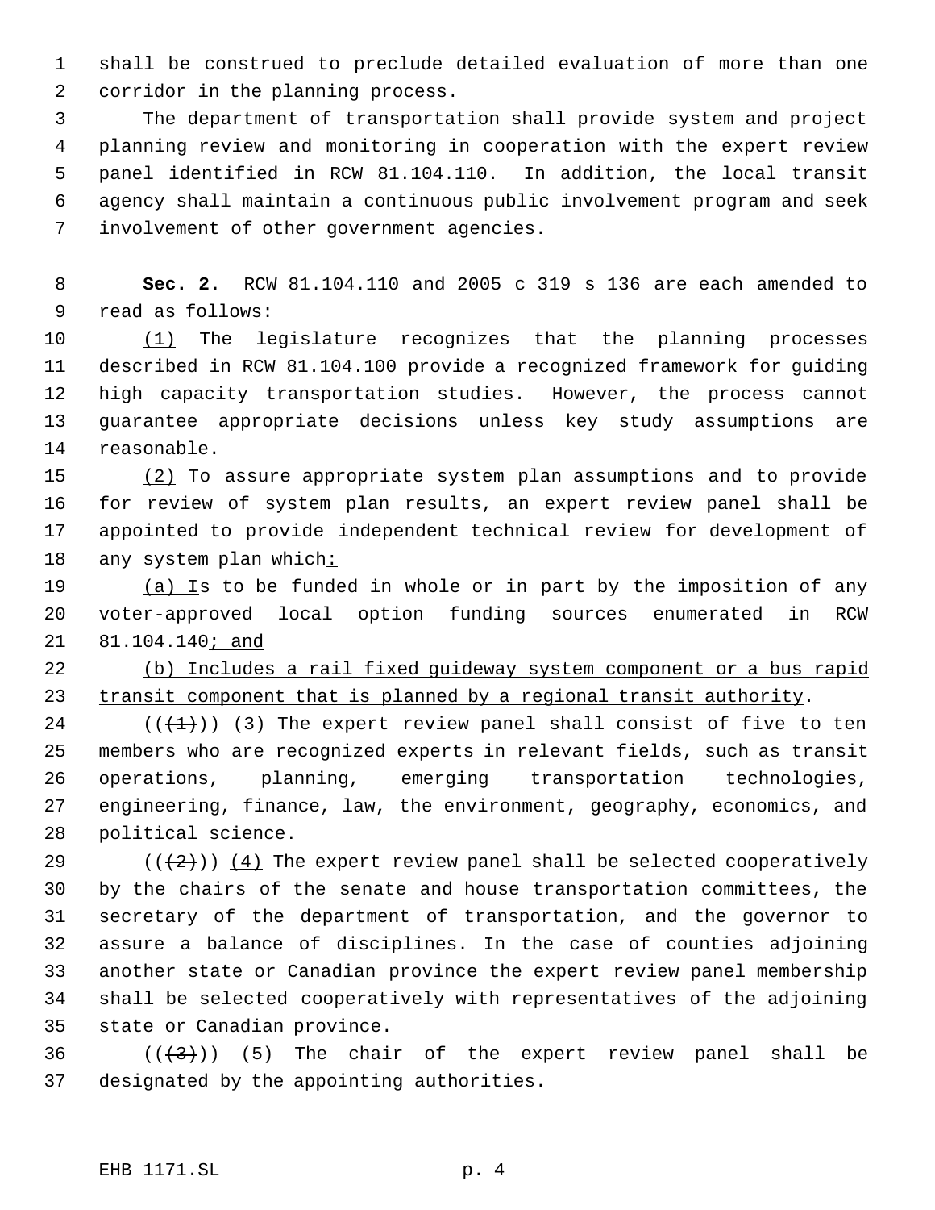shall be construed to preclude detailed evaluation of more than one corridor in the planning process.

The department of transportation shall provide system and project planning review and monitoring in cooperation with the expert review panel identified in RCW 81.104.110. In addition, the local transit agency shall maintain a continuous public involvement program and seek involvement of other government agencies.

**Sec. 2.** RCW 81.104.110 and 2005 c 319 s 136 are each amended to read as follows:

(1) The legislature recognizes that the planning processes described in RCW 81.104.100 provide a recognized framework for guiding high capacity transportation studies. However, the process cannot guarantee appropriate decisions unless key study assumptions are reasonable.

(2) To assure appropriate system plan assumptions and to provide for review of system plan results, an expert review panel shall be appointed to provide independent technical review for development of any system plan which:

(a) Is to be funded in whole or in part by the imposition of any voter-approved local option funding sources enumerated in RCW 81.104.140; and

(b) Includes a rail fixed guideway system component or a bus rapid transit component that is planned by a regional transit authority.

(((1))) (3) The expert review panel shall consist of five to ten members who are recognized experts in relevant fields, such as transit operations, planning, emerging transportation technologies, engineering, finance, law, the environment, geography, economics, and political science.

(((2))) (4) The expert review panel shall be selected cooperatively by the chairs of the senate and house transportation committees, the secretary of the department of transportation, and the governor to assure a balance of disciplines. In the case of counties adjoining another state or Canadian province the expert review panel membership shall be selected cooperatively with representatives of the adjoining state or Canadian province.

(((3))) (5) The chair of the expert review panel shall be designated by the appointing authorities.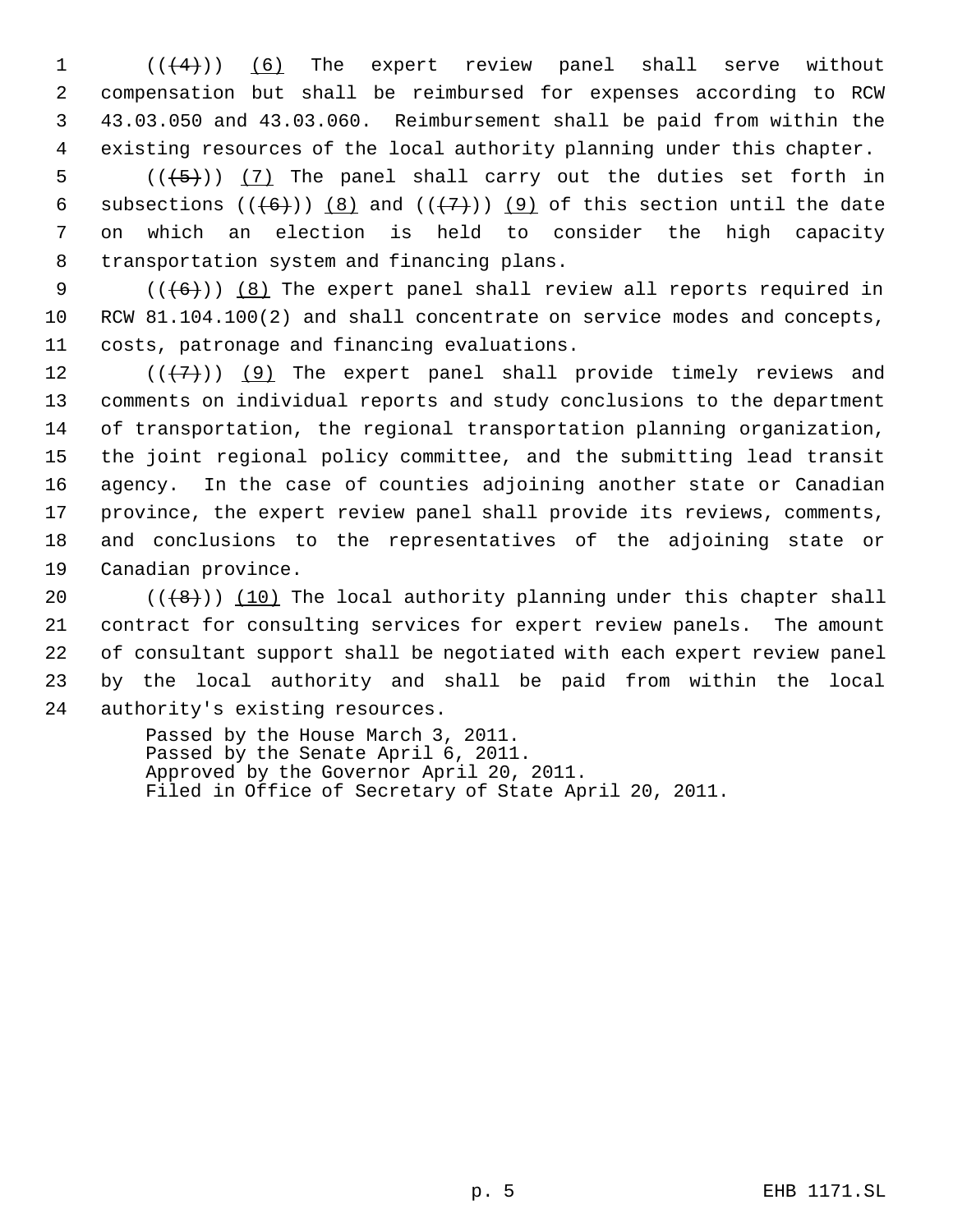(((4))) (6) The expert review panel shall serve without compensation but shall be reimbursed for expenses according to RCW 43.03.050 and 43.03.060. Reimbursement shall be paid from within the existing resources of the local authority planning under this chapter.

(((5))) (7) The panel shall carry out the duties set forth in subsections (((6))) (8) and (((7))) (9) of this section until the date on which an election is held to consider the high capacity transportation system and financing plans.

(((6))) (8) The expert panel shall review all reports required in RCW 81.104.100(2) and shall concentrate on service modes and concepts, costs, patronage and financing evaluations.

(((7))) (9) The expert panel shall provide timely reviews and comments on individual reports and study conclusions to the department of transportation, the regional transportation planning organization, the joint regional policy committee, and the submitting lead transit agency. In the case of counties adjoining another state or Canadian province, the expert review panel shall provide its reviews, comments, and conclusions to the representatives of the adjoining state or Canadian province.

(((8))) (10) The local authority planning under this chapter shall contract for consulting services for expert review panels. The amount of consultant support shall be negotiated with each expert review panel by the local authority and shall be paid from within the local authority's existing resources.

Passed by the House March 3, 2011.
Passed by the Senate April 6, 2011.
Approved by the Governor April 20, 2011.
Filed in Office of Secretary of State April 20, 2011.